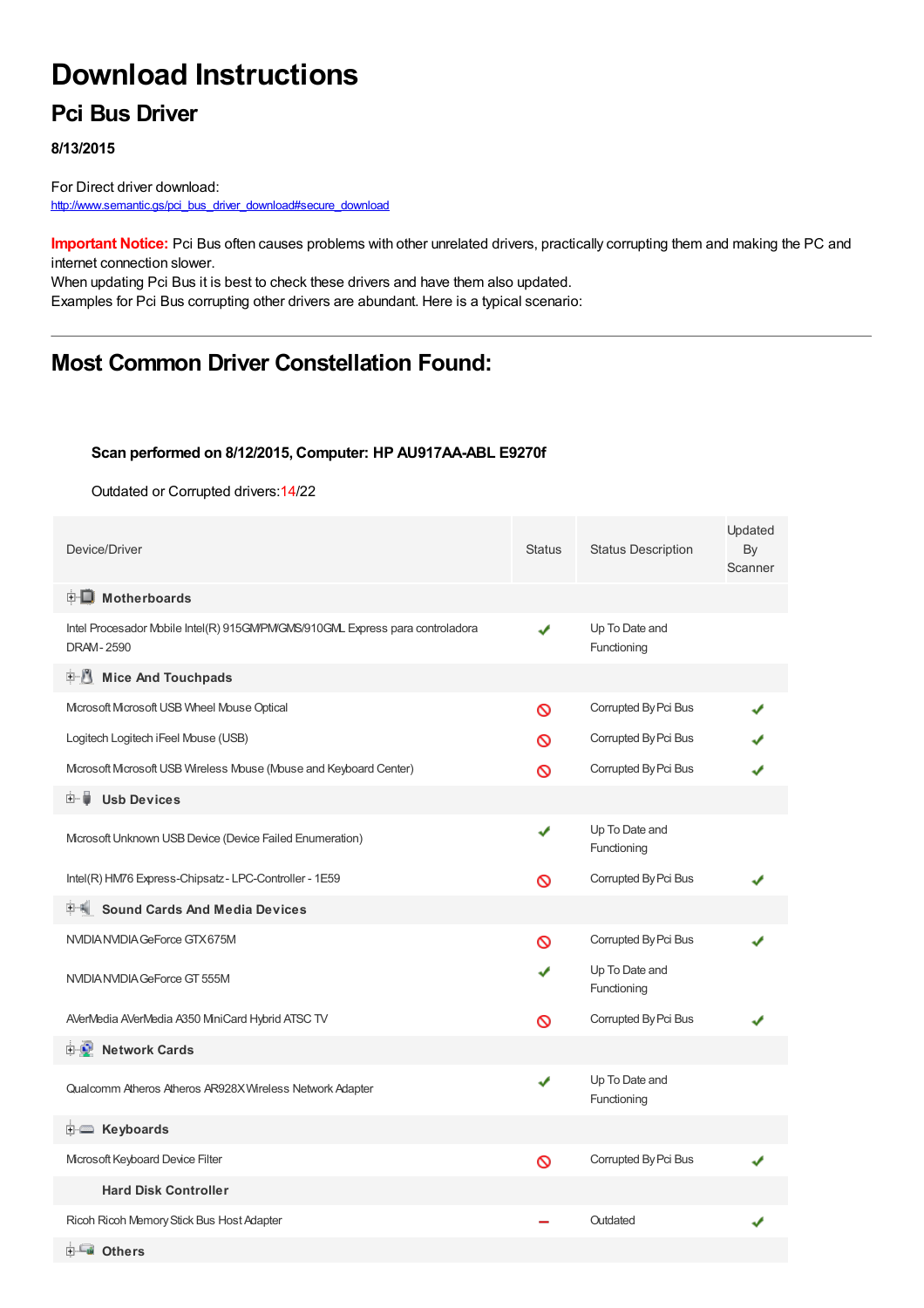# Download Instructions

## Pci Bus Driver

**8/13/2015**

For Direct driver download:
http://www.semantic.gs/pci_bus_driver_download#secure_download

**Important Notice:** Pci Bus often causes problems with other unrelated drivers, practically corrupting them and making the PC and internet connection slower.
When updating Pci Bus it is best to check these drivers and have them also updated.
Examples for Pci Bus corrupting other drivers are abundant. Here is a typical scenario:

---

## Most Common Driver Constellation Found:

**Scan performed on 8/12/2015, Computer: HP AU917AA-ABL E9270f**

Outdated or Corrupted drivers:14/22

| Device/Driver | Status | Status Description | Updated By Scanner |
|---|---|---|---|
| **Motherboards** | | | |
| Intel Procesador Mobile Intel(R) 915GM/PM/GMS/910GML Express para controladora DRAM - 2590 | ✔ | Up To Date and Functioning | |
| **Mice And Touchpads** | | | |
| Microsoft Microsoft USB Wheel Mouse Optical | 🚫 | Corrupted By Pci Bus | ✔ |
| Logitech Logitech iFeel Mouse (USB) | 🚫 | Corrupted By Pci Bus | ✔ |
| Microsoft Microsoft USB Wireless Mouse (Mouse and Keyboard Center) | 🚫 | Corrupted By Pci Bus | ✔ |
| **Usb Devices** | | | |
| Microsoft Unknown USB Device (Device Failed Enumeration) | ✔ | Up To Date and Functioning | |
| Intel(R) HM76 Express-Chipsatz - LPC-Controller - 1E59 | 🚫 | Corrupted By Pci Bus | ✔ |
| **Sound Cards And Media Devices** | | | |
| NVIDIA NVIDIA GeForce GTX 675M | 🚫 | Corrupted By Pci Bus | ✔ |
| NVIDIA NVIDIA GeForce GT 555M | ✔ | Up To Date and Functioning | |
| AVerMedia AVerMedia A350 MiniCard Hybrid ATSC TV | 🚫 | Corrupted By Pci Bus | ✔ |
| **Network Cards** | | | |
| Qualcomm Atheros Atheros AR928X Wireless Network Adapter | ✔ | Up To Date and Functioning | |
| **Keyboards** | | | |
| Microsoft Keyboard Device Filter | 🚫 | Corrupted By Pci Bus | ✔ |
| **Hard Disk Controller** | | | |
| Ricoh Ricoh Memory Stick Bus Host Adapter | – | Outdated | ✔ |
| **Others** | | | |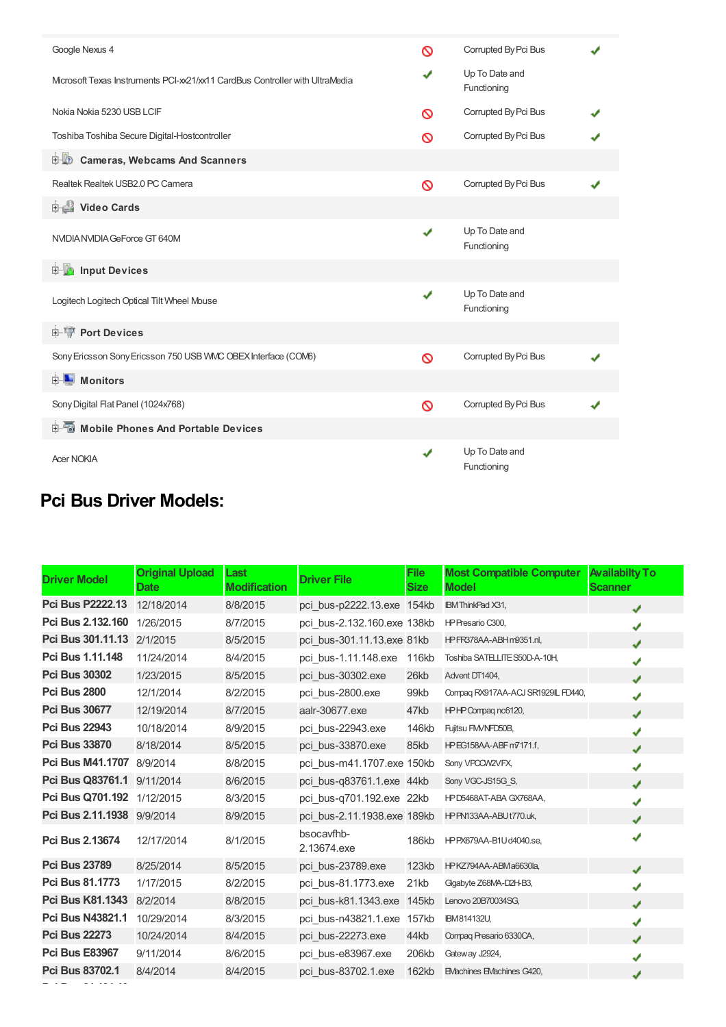| | | | |
|---|---|---|---|
| Google Nexus 4 | 🚫 | Corrupted By Pci Bus | ✔ |
| Microsoft Texas Instruments PCI-xx21/xx11 CardBus Controller with UltraMedia | ✔ | Up To Date and Functioning | |
| Nokia Nokia 5230 USB LCIF | 🚫 | Corrupted By Pci Bus | ✔ |
| Toshiba Toshiba Secure Digital-Hostcontroller | 🚫 | Corrupted By Pci Bus | ✔ |
| **Cameras, Webcams And Scanners** | | | |
| Realtek Realtek USB2.0 PC Camera | 🚫 | Corrupted By Pci Bus | ✔ |
| **Video Cards** | | | |
| NVIDIA NVIDIA GeForce GT 640M | ✔ | Up To Date and Functioning | |
| **Input Devices** | | | |
| Logitech Logitech Optical Tilt Wheel Mouse | ✔ | Up To Date and Functioning | |
| **Port Devices** | | | |
| Sony Ericsson Sony Ericsson 750 USB WMC OBEX Interface (COM6) | 🚫 | Corrupted By Pci Bus | ✔ |
| **Monitors** | | | |
| Sony Digital Flat Panel (1024x768) | 🚫 | Corrupted By Pci Bus | ✔ |
| **Mobile Phones And Portable Devices** | | | |
| Acer NOKIA | ✔ | Up To Date and Functioning | |

## Pci Bus Driver Models:

| Driver Model | Original Upload Date | Last Modification | Driver File | File Size | Most Compatible Computer Model | Availabilty To Scanner |
|---|---|---|---|---|---|---|
| **Pci Bus P2222.13** | 12/18/2014 | 8/8/2015 | pci_bus-p2222.13.exe | 154kb | IBM ThinkPad X31, | ✔ |
| **Pci Bus 2.132.160** | 1/26/2015 | 8/7/2015 | pci_bus-2.132.160.exe | 138kb | HP Presario C300, | ✔ |
| **Pci Bus 301.11.13** | 2/1/2015 | 8/5/2015 | pci_bus-301.11.13.exe | 81kb | HP FR378AA-ABH m9351.nl, | ✔ |
| **Pci Bus 1.11.148** | 11/24/2014 | 8/4/2015 | pci_bus-1.11.148.exe | 116kb | Toshiba SATELLITE S50D-A-10H, | ✔ |
| **Pci Bus 30302** | 1/23/2015 | 8/5/2015 | pci_bus-30302.exe | 26kb | Advent DT1404, | ✔ |
| **Pci Bus 2800** | 12/1/2014 | 8/2/2015 | pci_bus-2800.exe | 99kb | Compaq RX917AA-ACJ SR1929IL FD440, | ✔ |
| **Pci Bus 30677** | 12/19/2014 | 8/7/2015 | aalr-30677.exe | 47kb | HP HP Compaq nc6120, | ✔ |
| **Pci Bus 22943** | 10/18/2014 | 8/9/2015 | pci_bus-22943.exe | 146kb | Fujitsu FMVNFD50B, | ✔ |
| **Pci Bus 33870** | 8/18/2014 | 8/5/2015 | pci_bus-33870.exe | 85kb | HP EG158AA-ABF m7171.f, | ✔ |
| **Pci Bus M41.1707** | 8/9/2014 | 8/8/2015 | pci_bus-m41.1707.exe | 150kb | Sony VPCCW2VFX, | ✔ |
| **Pci Bus Q83761.1** | 9/11/2014 | 8/6/2015 | pci_bus-q83761.1.exe | 44kb | Sony VGC-JS15G_S, | ✔ |
| **Pci Bus Q701.192** | 1/12/2015 | 8/3/2015 | pci_bus-q701.192.exe | 22kb | HP D5468AT-ABA GX768AA, | ✔ |
| **Pci Bus 2.11.1938** | 9/9/2014 | 8/9/2015 | pci_bus-2.11.1938.exe | 189kb | HP FN133AA-ABU t770.uk, | ✔ |
| **Pci Bus 2.13674** | 12/17/2014 | 8/1/2015 | bsocavfhb-2.13674.exe | 186kb | HP PX679AA-B1U d4040.se, | ✔ |
| **Pci Bus 23789** | 8/25/2014 | 8/5/2015 | pci_bus-23789.exe | 123kb | HP KZ794AA-ABM a6630la, | ✔ |
| **Pci Bus 81.1773** | 1/17/2015 | 8/2/2015 | pci_bus-81.1773.exe | 21kb | Gigabyte Z68MA-D2H-B3, | ✔ |
| **Pci Bus K81.1343** | 8/2/2014 | 8/8/2015 | pci_bus-k81.1343.exe | 145kb | Lenovo 20B70034SG, | ✔ |
| **Pci Bus N43821.1** | 10/29/2014 | 8/3/2015 | pci_bus-n43821.1.exe | 157kb | IBM 814132U, | ✔ |
| **Pci Bus 22273** | 10/24/2014 | 8/4/2015 | pci_bus-22273.exe | 44kb | Compaq Presario 6330CA, | ✔ |
| **Pci Bus E83967** | 9/11/2014 | 8/6/2015 | pci_bus-e83967.exe | 206kb | Gateway J2924, | ✔ |
| **Pci Bus 83702.1** | 8/4/2014 | 8/4/2015 | pci_bus-83702.1.exe | 162kb | EMachines EMachines G420, | ✔ |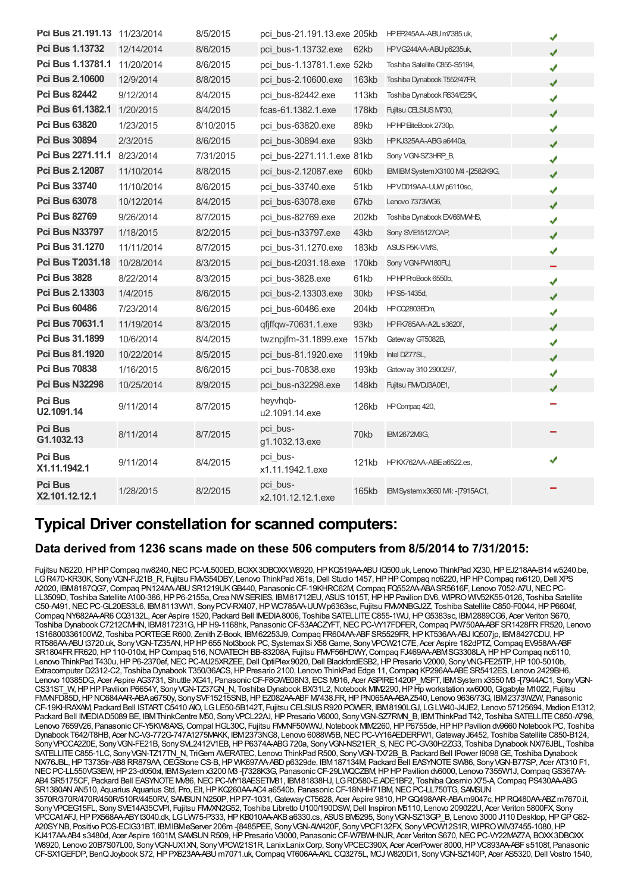| | | | | | | |
|---|---|---|---|---|---|---|
| **Pci Bus 21.191.13** | 11/23/2014 | 8/5/2015 | pci_bus-21.191.13.exe | 205kb | HP EP245AA-ABU m7385.uk, | ✔ |
| **Pci Bus 1.13732** | 12/14/2014 | 8/6/2015 | pci_bus-1.13732.exe | 62kb | HP VG244AA-ABU p6235uk, | ✔ |
| **Pci Bus 1.13781.1** | 11/20/2014 | 8/6/2015 | pci_bus-1.13781.1.exe | 52kb | Toshiba Satellite C855-S5194, | ✔ |
| **Pci Bus 2.10600** | 12/9/2014 | 8/8/2015 | pci_bus-2.10600.exe | 163kb | Toshiba Dynabook T552/47FR, | ✔ |
| **Pci Bus 82442** | 9/12/2014 | 8/4/2015 | pci_bus-82442.exe | 113kb | Toshiba Dynabook R634/E25K, | ✔ |
| **Pci Bus 61.1382.1** | 1/20/2015 | 8/4/2015 | fcas-61.1382.1.exe | 178kb | Fujitsu CELSIUS M730, | ✔ |
| **Pci Bus 63820** | 1/23/2015 | 8/10/2015 | pci_bus-63820.exe | 89kb | HP HP EliteBook 2730p, | ✔ |
| **Pci Bus 30894** | 2/3/2015 | 8/6/2015 | pci_bus-30894.exe | 93kb | HP KJ325AA-ABG a6440a, | ✔ |
| **Pci Bus 2271.11.1** | 8/23/2014 | 7/31/2015 | pci_bus-2271.11.1.exe | 81kb | Sony VGN-SZ3HRP_B, | ✔ |
| **Pci Bus 2.12087** | 11/10/2014 | 8/8/2015 | pci_bus-2.12087.exe | 60kb | IBM IBM System X3100 M4 -[2582K9G, | ✔ |
| **Pci Bus 33740** | 11/10/2014 | 8/6/2015 | pci_bus-33740.exe | 51kb | HP VD019AA-UUW p6110sc, | ✔ |
| **Pci Bus 63078** | 10/12/2014 | 8/4/2015 | pci_bus-63078.exe | 67kb | Lenovo 7373WG6, | ✔ |
| **Pci Bus 82769** | 9/26/2014 | 8/7/2015 | pci_bus-82769.exe | 202kb | Toshiba Dynabook EX/66MWHS, | ✔ |
| **Pci Bus N33797** | 1/18/2015 | 8/2/2015 | pci_bus-n33797.exe | 43kb | Sony SVE15127CAP, | ✔ |
| **Pci Bus 31.1270** | 11/11/2014 | 8/7/2015 | pci_bus-31.1270.exe | 183kb | ASUS P5K-VM/S, | ✔ |
| **Pci Bus T2031.18** | 10/28/2014 | 8/3/2015 | pci_bus-t2031.18.exe | 170kb | Sony VGN-FW180FU, | – |
| **Pci Bus 3828** | 8/22/2014 | 8/3/2015 | pci_bus-3828.exe | 61kb | HP HP ProBook 6550b, | ✔ |
| **Pci Bus 2.13303** | 1/4/2015 | 8/6/2015 | pci_bus-2.13303.exe | 30kb | HP S5-1435d, | ✔ |
| **Pci Bus 60486** | 7/23/2014 | 8/6/2015 | pci_bus-60486.exe | 204kb | HP CQ2803EDm, | ✔ |
| **Pci Bus 70631.1** | 11/19/2014 | 8/3/2015 | qfjffqw-70631.1.exe | 93kb | HP FK785AA-A2L s3620f, | ✔ |
| **Pci Bus 31.1899** | 10/6/2014 | 8/4/2015 | twznpjfm-31.1899.exe | 157kb | Gateway GT5082B, | ✔ |
| **Pci Bus 81.1920** | 10/22/2014 | 8/5/2015 | pci_bus-81.1920.exe | 119kb | Intel DZ77SL, | ✔ |
| **Pci Bus 70838** | 1/16/2015 | 8/6/2015 | pci_bus-70838.exe | 193kb | Gateway 310 2900297, | ✔ |
| **Pci Bus N32298** | 10/25/2014 | 8/9/2015 | pci_bus-n32298.exe | 148kb | Fujitsu FMVDJ3A0E1, | ✔ |
| **Pci Bus U2.1091.14** | 9/11/2014 | 8/7/2015 | heyvhqb-u2.1091.14.exe | 126kb | HP Compaq 420, | – |
| **Pci Bus G1.1032.13** | 8/11/2014 | 8/7/2015 | pci_bus-g1.1032.13.exe | 70kb | IBM 2672M3G, | – |
| **Pci Bus X1.11.1942.1** | 9/11/2014 | 8/4/2015 | pci_bus-x1.11.1942.1.exe | 121kb | HP KX762AA-ABE a6522.es, | ✔ |
| **Pci Bus X2.101.12.12.1** | 1/28/2015 | 8/2/2015 | pci_bus-x2.101.12.12.1.exe | 165kb | IBM System x3650 M4: -[7915AC1, | – |

# Typical Driver constellation for scanned computers:

## Data derived from 1236 scans made on these 506 computers from 8/5/2014 to 7/31/2015:

Fujitsu N6220, HP HP Compaq nw8240, NEC PC-VL500ED, BOXX 3DBOXX W8920, HP KQ519AA-ABU IQ500.uk, Lenovo ThinkPad X230, HP EJ218AA-B14 w5240.be, LG R470-KR30K, Sony VGN-FJ21B_R, Fujitsu FMVS54DBY, Lenovo ThinkPad X61s, Dell Studio 1457, HP HP Compaq nc6220, HP HP Compaq nx6120, Dell XPS A2020, IBM 8187QG7, Compaq PN124AA-ABU SR1219UK GB440, Panasonic CF-19KHRC62M, Compaq FQ552AA-ABA SR5616F, Lenovo 7052-A7U, NEC PC-LL3509D, Toshiba Satellite A100-386, HP P6-2155a, Crea NW SERIES, IBM 81712EU, ASUS 1015T, HP HP Pavilion DV6, WIPRO WIV52K55-0126, Toshiba Satellite C50-A491, NEC PC-GL20ES3L6, IBM 8113WW1, Sony PCV-RX407, HP WC785AA-UUW p6363sc, Fujitsu FMVXNBGJ2Z, Toshiba Satellite C850-F0044, HP P6604f, Compaq NY682AA-AR6 CQ3132L, Acer Aspire 1520, Packard Bell IMEDIA 8006, Toshiba SATELLITE C855-1WU, HP G5383sc, IBM 2889CG6, Acer Veriton S670, Toshiba Dynabook C7212CMHN, IBM 817231G, HP H9-1168hk, Panasonic CF-53AACZYFT, NEC PC-VY17FDFER, Compaq PW750AA-ABF SR1428FR FR520, Lenovo 1S16800336100W2, Toshiba PORTEGE R600, Zenith Z-Book, IBM 62253J9, Compaq FR604AA-ABF SR5529FR, HP KT536AA-ABJ IQ507jp, IBM 8427CDU, HP RT586AA-ABU t3720.uk, Sony VGN-TZ35AN, HP HP 655 Notebook PC, Systemax Si X58 Game, Sony VPCW21C7E, Acer Aspire 182dPTZ, Compaq EV958AA-ABF SR1804FR FR620, HP 110-010xt, HP Compaq 516, NOVATECH BB-83208A, Fujitsu FMVF56HDWY, Compaq FJ469AA-ABM SG3308LA, HP HP Compaq nc6110, Lenovo ThinkPad T430u, HP P6-2370ef, NEC PC-MJ25XRZEE, Dell OptiPlex 9020, Dell BlackfordESB2, HP Presario V2000, Sony VNG-FE25TP, HP 100-5010b, Extracomputer D2312-C2, Toshiba Dynabook T350/36ACS, HP Presario 2100, Lenovo ThinkPad Edge 11, Compaq KP296AA-ABE SR5412ES, Lenovo 2429BH6, Lenovo 10385DG, Acer Aspire AG3731, Shuttle XG41, Panasonic CF-F8GWE08N3, ECS M916, Acer ASPIRE1420P_MSFT, IBM System x3550 M3 -[7944AC1, Sony VGN-CS31ST_W, HP HP Pavilion P6654Y, Sony VGN-TZ37GN_N, Toshiba Dynabook BX/31L2, Notebook MIM2290, HP Hp workstation xw6000, Gigabyte M1022, Fujitsu FMVNFD85D, HP NC684AAR-ABA a6750y, Sony SVF15215SNB, HP EZ082AA-ABF M7438.FR, HP PN065AA-ABA Z540, Lenovo 9636/73G, IBM 2373WZW, Panasonic CF-19KHRAXAM, Packard Bell ISTART C5410 AIO, LG LE50-5B142T, Fujitsu CELSIUS R920 POWER, IBM 8190LGJ, LG LW40-J4JE2, Lenovo 57125694, Medion E1312, Packard Bell IMEDIA D5089 BE, IBM ThinkCentre M50, Sony VPCL22AJ, HP Presario V6000, Sony VGN-SZ7RMN_B, IBM ThinkPad T42, Toshiba SATELLITE C850-A798, Lenovo 7659V26, Panasonic CF-Y5KW8AXS, Compal HGL30C, Fujitsu FMVNF50WWJ, Notebook MIM2260, HP P6755de, HP HP Pavilion dv9660 Notebook PC, Toshiba Dynabook T642/T8HB, Acer NC-V3-772G-747A1275MAKK, IBM 2373NG8, Lenovo 6088W5B, NEC PC-VY16AEDERFW1, Gateway J6452, Toshiba Satellite C850-B124, Sony VPCCA2Z0E, Sony VGN-FE21B, Sony SVL2412V1EB, HP P6374A-ABG 720a, Sony VGN-NS21ER_S, NEC PC-GV30H2ZG3, Toshiba Dynabook NX/76JBL, Toshiba SATELLITE C855-1LC, Sony VGN-TZ17TN_N, TriGem AVERATEC, Lenovo ThinkPad R500, Sony VGN-TX72B_B, Packard Bell IPower I9098 GE, Toshiba Dynabook NX/76JBL, HP T3735tr-AB8 RR879AA, OEGStone CS-B, HP WK697AA-ABD p6329de, IBM 187134M, Packard Bell EASYNOTE SW86, Sony VGN-B77SP, Acer AT310 F1, NEC PC-LL550VG3EW, HP 23-d050xt, IBM System x3200 M3 -[7328K3G, Panasonic CF-29LWQCZBM, HP HP Pavilion dv6000, Lenovo 7355W1J, Compaq GS367AA-AB4 SR5175CF, Packard Bell EASYNOTE MX86, NEC PC-MY18AESETM81, IBM 81838HJ, LG RD580-E.ADE1BF2, Toshiba Qosmio X75-A, Compaq PS430AA-ABG SR1380AN AN510, Aquarius Aquarius Std, Pro, Elt, HP KQ260AA-AC4 a6540b, Panasonic CF-18NHH71BM, NEC PC-LL750TG, SAMSUN 3570R/370R/470R/450R/510R/4450RV, SAMSUN N250P, HP P7-1031, Gateway CT5628, Acer Aspire 9810, HP GQ498AAR-ABA m9047c, HP RQ480AA-ABZ m7670.it, Sony VPCEG15FL, Sony SVE14A35CVPI, Fujitsu FMVXN2G52, Toshiba Libretto U100/190DSW, Dell Inspiron M5110, Lenovo 209022U, Acer Veriton 5800FX, Sony VPCCA1AFJ, HP PX568AA-ABY t3040.dk, LG LW75-P333, HP KB010AA-AKB a6330.cs, ASUS BM5295, Sony VGN-SZ13GP_B, Lenovo 3000 J110 Desktop, HP GP G62-A20SY NB, Positivo POS-ECIG31BT, IBM IBM eServer 206m -[8485PEE, Sony VGN-AW420F, Sony VPCF132FX, Sony VPCW12S1R, WIPRO WIV37455-1080, HP KJ417AA-AB4 s3480d, Acer Aspire 1601M, SAMSUN R509, HP Presario V3000, Panasonic CF-W7BWHNJR, Acer Veriton S670, NEC PC-VY22MAZ7A, BOXX 3DBOXX W8920, Lenovo 20B7S07L00, Sony VGN-UX1XN, Sony VPCW21S1R, Lanix Lanix Corp, Sony VPCEC390X, Acer AcerPower 8000, HP VC893AA-ABF s5108f, Panasonic CF-SX1GEFDP, BenQ Joybook S72, HP PX623AA-ABU m7071.uk, Compaq VT606AA-AKL CQ3275L, MCJ W820Di1, Sony VGN-SZ140P, Acer AS5320, Dell Vostro 1540,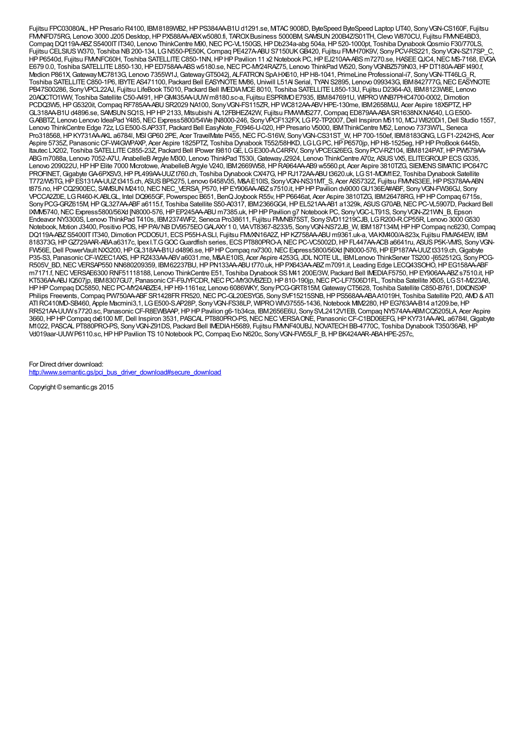Fujitsu FPC03080AL, HP Presario R4100, IBM 8189WB2, HP PS384AA-B1U d1291.se, MITAC 9008D, ByteSpeed ByteSpeed Laptop UT40, Sony VGN-CS160F, Fujitsu FMVNFD75RG, Lenovo 3000 J205 Desktop, HP PX588AA-ABX w5080.fi, TAROX Business 5000BM, SAMSUN 200B4Z/S01TH, Clevo W870CU, Fujitsu FMVNE4BD3, Compaq DQ119A-ABZ S5400IT IT340, Lenovo ThinkCentre M90, NEC PC-VL150GS, HP Db234a-abg 504a, HP 520-1000pt, Toshiba Dynabook Qosmio F30/770LS, Fujitsu CELSIUS W370, Toshiba NB 200-134, LG N550-PE50K, Compaq PE427A-ABU S7150UK GB420, Fujitsu FMVH70K9V, Sony PCV-RS221, Sony VGN-SZ17SP_C, HP P6540d, Fujitsu FMVNFC60H, Toshiba SATELLITE C850-1NN, HP HP Pavilion 11 x2 Notebook PC, HP EJ210AA-ABS m7270.se, HASEE QJC4, NEC MS-7168, EVGA E679 0.0, Toshiba SATELLITE L850-130, HP ED758AA-ABS w5180.se, NEC PC-MY24RAZ75, Lenovo ThinkPad W520, Sony VGNBZ579N03, HP DT180A-ABF t490.f, Medion P861X, Gateway MC7813G, Lenovo 7355W1J, Gateway GT5042j, ALFATRON SpA HX610, HP H8-1041, PrimeLine Professional-i7, Sony VGN-TT46LG_R, Toshiba SATELLITE C850-1P6, IBYTE AS471100, Packard Bell EASYNOTE MX86, Uniwill L51AI Serial, TYAN S2895, Lenovo 099343G, IBM 842777G, NEC EASYNOTE PB47S00286, Sony VPCL22AJ, Fujitsu LifeBook T5010, Packard Bell IMEDIA MCE 8010, Toshiba SATELLITE L850-13U, Fujitsu D2364-A3, IBM 8123W8E, Lenovo 20AQCTO1WW, Toshiba Satellite C50-A491, HP GM435AA-UUW m8180.sc-a, Fujitsu ESPRIMO E7935, IBM 847691U, WIPRO WNB7PHC4700-0002, Dimotion PCDQ3W5, HP G5320it, Compaq RF785AA-ABU SR2029 NA100, Sony VGN-FS115ZR, HP WC812AA-ABV HPE-130me, IBM 2658MJJ, Acer Aspire 18X5PTZ, HP GL318AA-B1U d4896.se, SAMSUN SQ1S, HP HP 2133, Mitsubishi AL12FBHEZ42W, Fujitsu FMVWMS277, Compaq ED879AA-ABA SR1638NX NA540, LG E500-G.ABBTZ, Lenovo Lenovo IdeaPad Y485, NEC Express5800/54We [N8000-246, Sony VPCF132FX, LG P2-TP2007, Dell Inspiron M5110, MCJ W820Di1, Dell Studio 1557, Lenovo ThinkCentre Edge 72z, LG E500-S.AP33T, Packard Bell EasyNote_F0946-U-020, HP Presario V5000, IBM ThinkCentre M52, Lenovo 7373W7L, Seneca Pro318568, HP KY731AA-AKL a6784l, MSI GP60 2PE, Acer TravelMate P455, NEC FC-S16W, Sony VGN-CS31ST_W, HP 700-150ef, IBM 8183GNG, LG F1-2242HS, Acer Aspire 5735Z, Panasonic CF-W4GWPAXP, Acer Aspire 1825PTZ, Toshiba Dynabook T552/58HKD, LG LG PC, HP P6570jp, HP H8-1525eg, HP HP ProBook 6445b, Itautec LX202, Toshiba SATELLITE C855-23Z, Packard Bell IPower I9810 GE, LG E300-A.C4RRV, Sony VPCEG26EG, Sony PCV-RZ104, IBM 8124PAT, HP PW579AA-ABG m7088a, Lenovo 7052-A7U, AnabelleB Argyle M300, Lenovo ThinkPad T530i, Gateway J2924, Lenovo ThinkCentre A70z, ASUS VX5, ELITEGROUP ECS G335, Lenovo 209022U, HP HP Elite 7000 Microtowe, AnabelleB Argyle V240, IBM 2669W58, HP RA964AA-AB9 w5560.pt, Acer Aspire 3810TZG, SIEMENS SIMATIC IPC647C PROFINET, Gigabyte GA-6PXSV3, HP PL499AA-UUZ t760.ch, Toshiba Dynabook CX/47G, HP RJ172AA-ABU t3620.uk, LG S1-MOM1E2, Toshiba Dynabook Satellite T772/W5TG, HP ES131AA-UUZ t3415.ch, ASUS BP5275, Lenovo 6458V35, M&A E10IS, Sony VGN-NS31MT_S, Acer AS5732Z, Fujitsu FMVNS3EE, HP PS378AA-ABN t875.no, HP CQ2900EC, SAMSUN M2410, NEC NEC_VERSA_P570, HP EY906AA-ABZ s7510.it, HP HP Pavilion dv9000 GU136EA#ABF, Sony VGN-FW36GJ, Sony VPCCA2Z0E, LG R460-K.ABLGL, Intel DQ965GF, Powerspec B651, BenQ Joybook R55v, HP P6646at, Acer Aspire 3810TZG, IBM 26478RG, HP HP Compaq 6715s, Sony PCG-GRZ615M, HP GL327AA-ABF a6115.f, Toshiba Satellite S50-A0317, IBM 2366GG4, HP EL521AA-AB1 a1329k, ASUS G70AB, NEC PC-VL5907D, Packard Bell IXMM5740, NEC Express5800/56Xd [N8000-576, HP EP245AA-ABU m7385.uk, HP HP Pavilion g7 Notebook PC, Sony VGC-LT91S, Sony VGN-Z21WN_B, Epson Endeavor NY3300S, Lenovo ThinkPad T410s, IBM 2374WF2, Seneca Pro38611, Fujitsu FMVNB75ST, Sony SVD11219CJB, LG R200-R.CP55R, Lenovo 3000 G530 Notebook, Motion J3400, Positivo POS, HP PAVNB DV9575EO GALAXY 1 0, VIA VT8367-8233/5, Sony VGN-NS72JB_W, IBM 187134M, HP HP Compaq nc6230, Compaq DQ119A-ABZ S5400IT IT340, Dimotion PCDO5U1, ECS P55H-A SLI, Fujitsu FMVXN16A2Z, HP KZ758AA-ABU m9361.uk-a, VIA KM400/A-823x, Fujitsu FMVA54EW, IBM 818373G, HP GZ729AAR-ABA a6317c, Ipex I.T.G GOC Guardfish series, ECS PT880PRO-A, NEC PC-VC5002D, HP FL447AA-ACB a6641ru, ASUS P5K-VM/S, Sony VGN-FW56E, Dell PowerVault NX3200, HP GL318AA-B1U d4896.se, HP HP Compaq nx7300, NEC Express5800/56Xd [N8000-576, HP EP187AA-UUZ t3319.ch, Gigabyte P35-S3, Panasonic CF-W2EC1AXS, HP RZ433AA-ABV a6031.me, M&A E10IS, Acer Aspire 4253G, JDL NOTE UL, IBM Lenovo ThinkServer TS200 -[652512G, Sony PCG-R505V_BD, NEC VERSAP550 NN680209359, IBM 62237BU, HP PN133AA-ABU t770.uk, HP PX643AA-ABZ m7091.it, Leading Edge LECQ43SOHO, HP EG158AA-ABF m7171.f, NEC VERSAE6300 RNF51118188, Lenovo ThinkCentre E51, Toshiba Dynabook SS M41 200E/3W, Packard Bell IMEDIA F5750, HP EY906AA-ABZ s7510.it, HP KT536AA-ABJ IQ507jp, IBM 8307GU7, Panasonic CF-F9JYFCDR, NEC PC-MY30VBZED, HP 810-190jp, NEC PC-LF7506D1FL, Toshiba Satellite X505, LG S1-M223A8, HP HP Compaq DC5850, NEC PC-MY24ABZE4, HP H9-1161ez, Lenovo 6086WKY, Sony PCG-GRT815M, Gateway CT5628, Toshiba Satellite C850-B761, DIXONSXP Philips Freevents, Compaq PW750AA-ABF SR1428FR FR520, NEC PC-GL20ESYG5, Sony SVF15215SNB, HP PS568AA-ABA A1019H, Toshiba Satellite P20, AMD & ATI ATI RC410MD-SB460, Apple Macmini3,1, LG E500-S.AP28P, Sony VGN-FS38LP, WIPRO WIV37555-1436, Notebook MIM2280, HP EG763AA-B14 a1209.be, HP RR521AA-UUW s7720.sc, Panasonic CF-R8EWBAAP, HP HP Pavilion g6-1b34ca, IBM 2656E6U, Sony SVL2412V1EB, Compaq NY574AA-ABM CQ5205LA, Acer Aspire 3660, HP HP Compaq dx6100 MT, Dell Inspiron 3531, PASCAL PT880PRO-PS, NEC NEC VERSA ONE, Panasonic CF-C1BD06EFG, HP KY731AA-AKL a6784l, Gigabyte M1022, PASCAL PT880PRO-PS, Sony VGN-Z91DS, Packard Bell IMEDIA H5689, Fujitsu FMVNF40UBJ, NOVATECH BB-4770C, Toshiba Dynabook T350/36AB, HP Vd019aar-UUW P6110.sc, HP HP Pavilion TS 10 Notebook PC, Compaq Evo N620c, Sony VGN-FW55LF_B, HP BK424AAR-ABA HPE-257c,

For Direct driver download:
[http://www.semantic.gs/pci_bus_driver_download#secure_download](http://www.semantic.gs/pci_bus_driver_download#secure_download)

Copyright © semantic.gs 2015